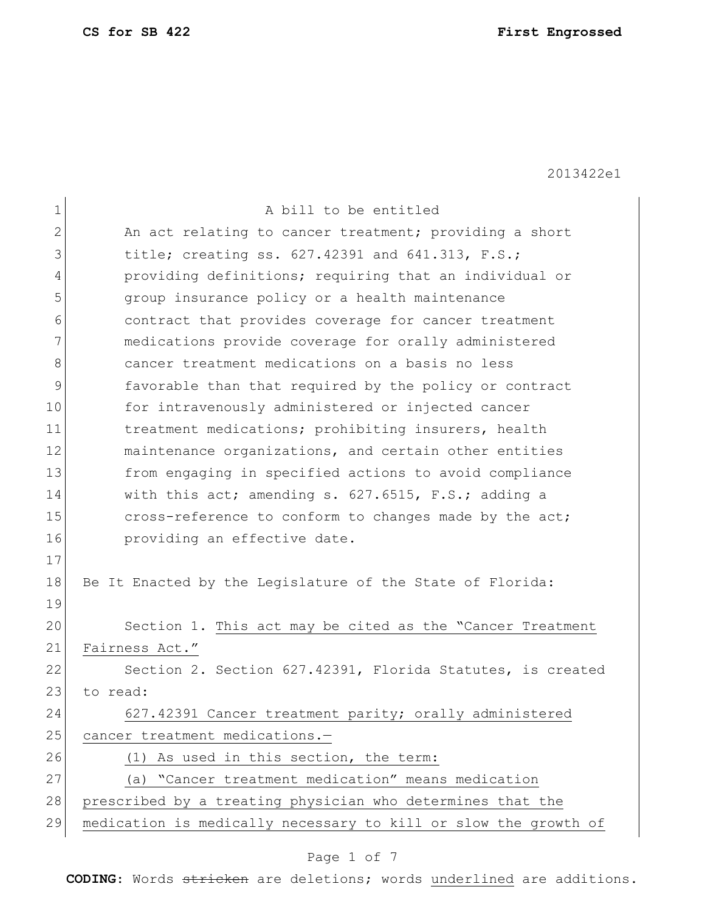CS for SB 422 First Engrossed

2013422e1

A bill to be entitled

An act relating to cancer treatment; providing a short title; creating ss. 627.42391 and 641.313, F.S.; providing definitions; requiring that an individual or group insurance policy or a health maintenance contract that provides coverage for cancer treatment medications provide coverage for orally administered cancer treatment medications on a basis no less favorable than that required by the policy or contract for intravenously administered or injected cancer treatment medications; prohibiting insurers, health maintenance organizations, and certain other entities from engaging in specified actions to avoid compliance with this act; amending s. 627.6515, F.S.; adding a cross-reference to conform to changes made by the act; providing an effective date.

Be It Enacted by the Legislature of the State of Florida:

Section 1. This act may be cited as the "Cancer Treatment Fairness Act."

Section 2. Section 627.42391, Florida Statutes, is created to read:

627.42391 Cancer treatment parity; orally administered cancer treatment medications.—

(1) As used in this section, the term:

(a) "Cancer treatment medication" means medication prescribed by a treating physician who determines that the medication is medically necessary to kill or slow the growth of

CODING: Words ~~stricken~~ are deletions; words underlined are additions.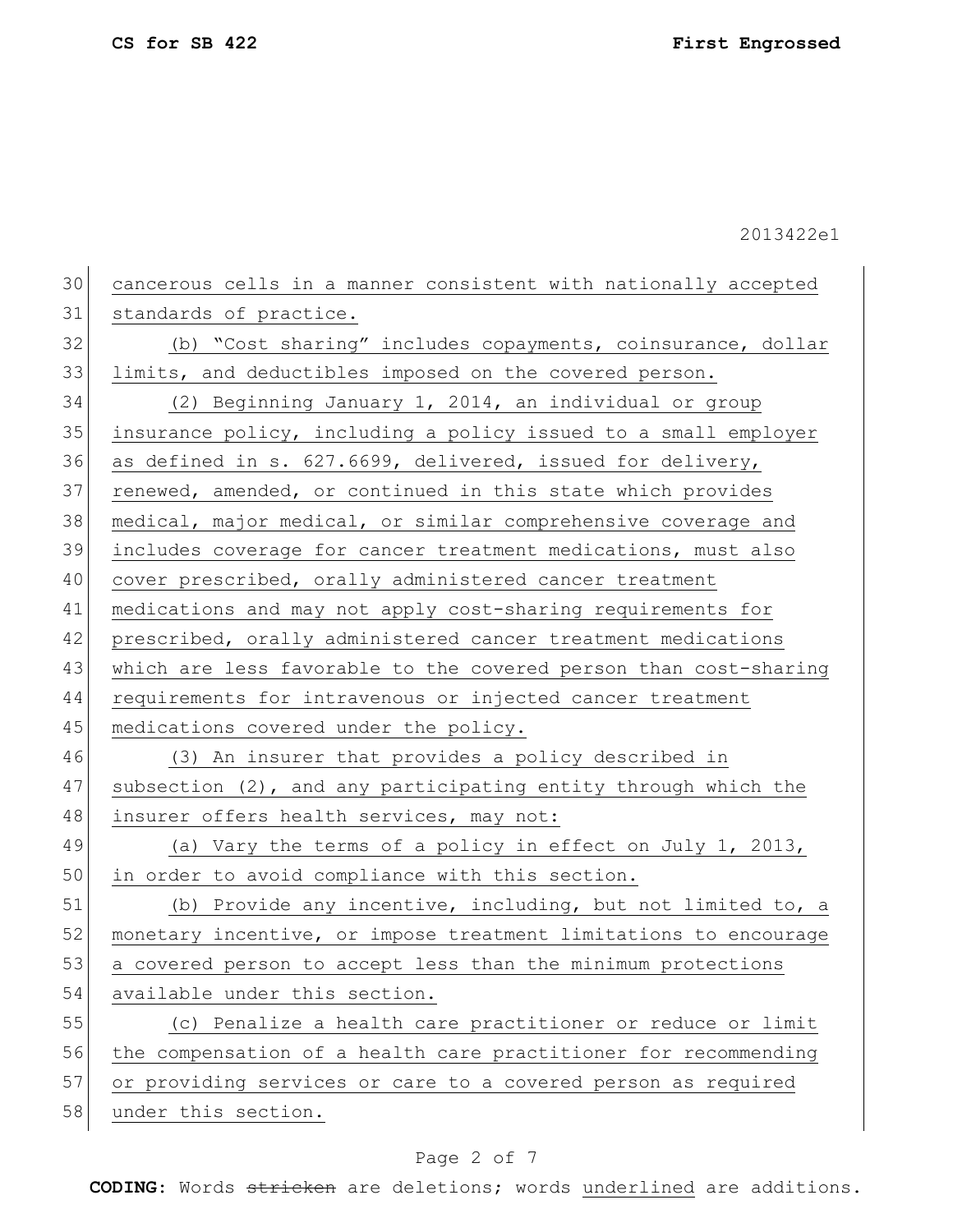cancerous cells in a manner consistent with nationally accepted standards of practice.

(b) "Cost sharing" includes copayments, coinsurance, dollar limits, and deductibles imposed on the covered person.

(2) Beginning January 1, 2014, an individual or group insurance policy, including a policy issued to a small employer as defined in s. 627.6699, delivered, issued for delivery, renewed, amended, or continued in this state which provides medical, major medical, or similar comprehensive coverage and includes coverage for cancer treatment medications, must also cover prescribed, orally administered cancer treatment medications and may not apply cost-sharing requirements for prescribed, orally administered cancer treatment medications which are less favorable to the covered person than cost-sharing requirements for intravenous or injected cancer treatment medications covered under the policy.

(3) An insurer that provides a policy described in subsection (2), and any participating entity through which the insurer offers health services, may not:

(a) Vary the terms of a policy in effect on July 1, 2013, in order to avoid compliance with this section.

(b) Provide any incentive, including, but not limited to, a monetary incentive, or impose treatment limitations to encourage a covered person to accept less than the minimum protections available under this section.

(c) Penalize a health care practitioner or reduce or limit the compensation of a health care practitioner for recommending or providing services or care to a covered person as required under this section.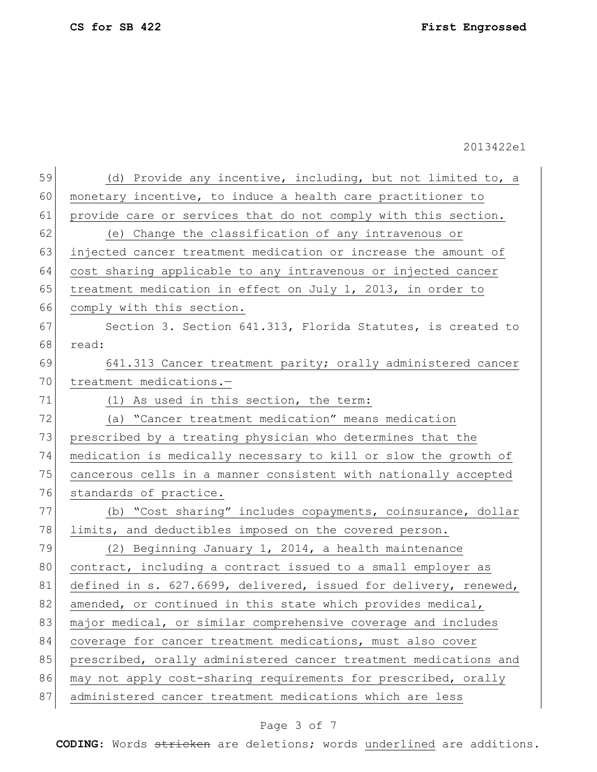(d) Provide any incentive, including, but not limited to, a monetary incentive, to induce a health care practitioner to provide care or services that do not comply with this section.

(e) Change the classification of any intravenous or injected cancer treatment medication or increase the amount of cost sharing applicable to any intravenous or injected cancer treatment medication in effect on July 1, 2013, in order to comply with this section.

Section 3. Section 641.313, Florida Statutes, is created to read:

641.313 Cancer treatment parity; orally administered cancer treatment medications.—

(1) As used in this section, the term:

(a) "Cancer treatment medication" means medication prescribed by a treating physician who determines that the medication is medically necessary to kill or slow the growth of cancerous cells in a manner consistent with nationally accepted standards of practice.

(b) "Cost sharing" includes copayments, coinsurance, dollar limits, and deductibles imposed on the covered person.

(2) Beginning January 1, 2014, a health maintenance contract, including a contract issued to a small employer as defined in s. 627.6699, delivered, issued for delivery, renewed, amended, or continued in this state which provides medical, major medical, or similar comprehensive coverage and includes coverage for cancer treatment medications, must also cover prescribed, orally administered cancer treatment medications and may not apply cost-sharing requirements for prescribed, orally administered cancer treatment medications which are less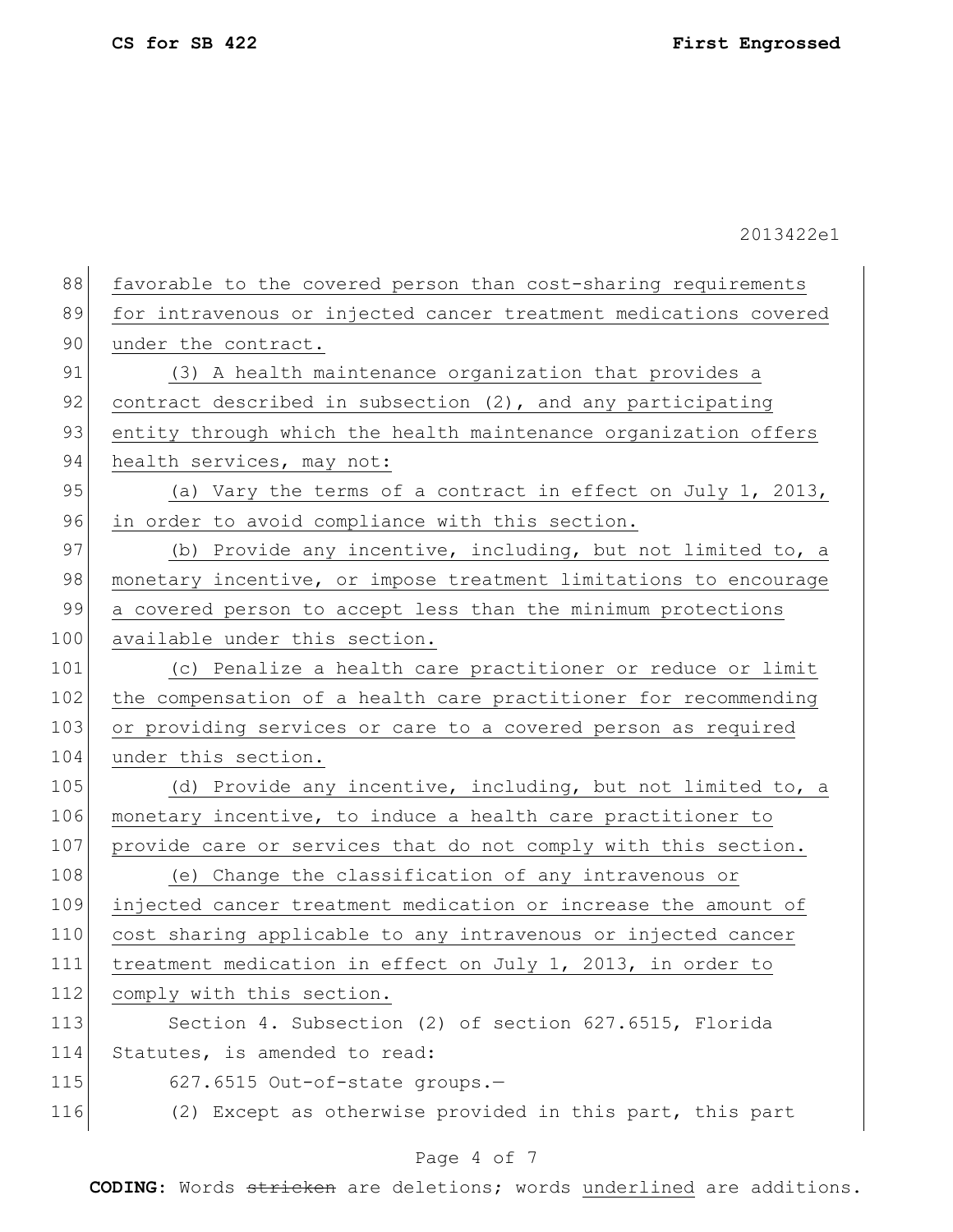favorable to the covered person than cost-sharing requirements for intravenous or injected cancer treatment medications covered under the contract.

(3) A health maintenance organization that provides a contract described in subsection (2), and any participating entity through which the health maintenance organization offers health services, may not:

(a) Vary the terms of a contract in effect on July 1, 2013, in order to avoid compliance with this section.

(b) Provide any incentive, including, but not limited to, a monetary incentive, or impose treatment limitations to encourage a covered person to accept less than the minimum protections available under this section.

(c) Penalize a health care practitioner or reduce or limit the compensation of a health care practitioner for recommending or providing services or care to a covered person as required under this section.

(d) Provide any incentive, including, but not limited to, a monetary incentive, to induce a health care practitioner to provide care or services that do not comply with this section.

(e) Change the classification of any intravenous or injected cancer treatment medication or increase the amount of cost sharing applicable to any intravenous or injected cancer treatment medication in effect on July 1, 2013, in order to comply with this section.

Section 4. Subsection (2) of section 627.6515, Florida Statutes, is amended to read:

627.6515 Out-of-state groups.—

(2) Except as otherwise provided in this part, this part

**CODING:** Words ~~stricken~~ are deletions; words underlined are additions.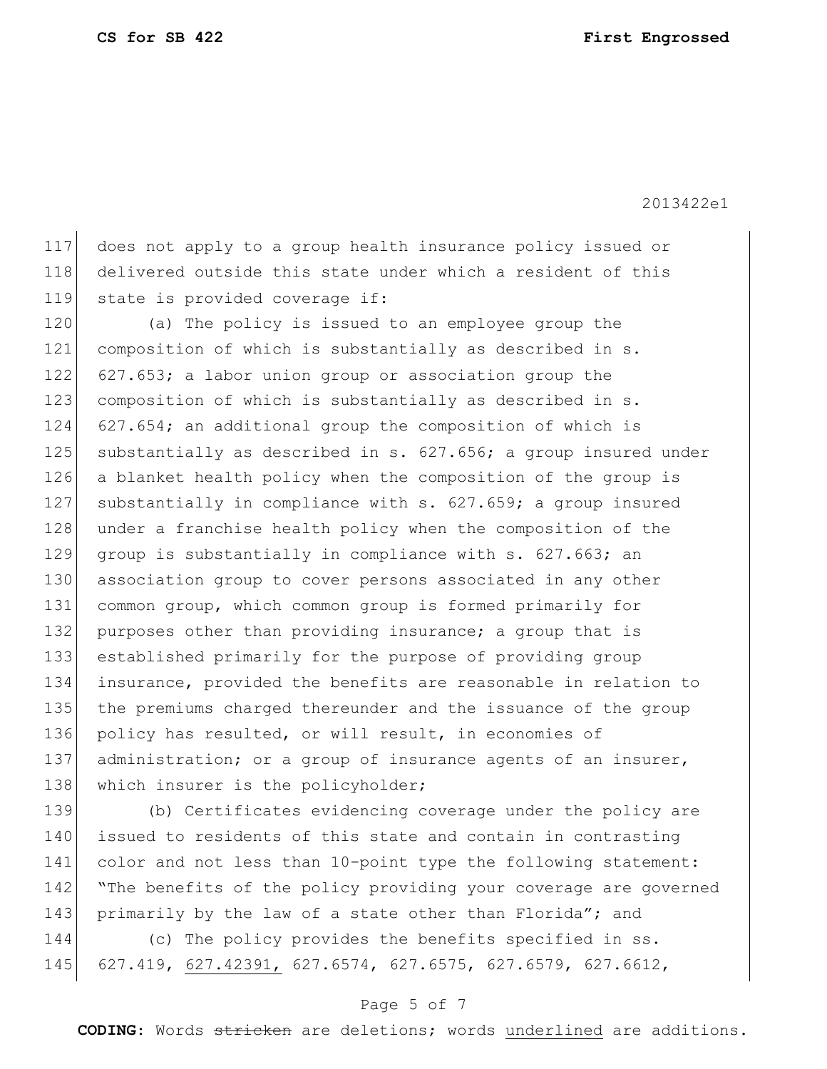does not apply to a group health insurance policy issued or delivered outside this state under which a resident of this state is provided coverage if:

(a) The policy is issued to an employee group the composition of which is substantially as described in s. 627.653; a labor union group or association group the composition of which is substantially as described in s. 627.654; an additional group the composition of which is substantially as described in s. 627.656; a group insured under a blanket health policy when the composition of the group is substantially in compliance with s. 627.659; a group insured under a franchise health policy when the composition of the group is substantially in compliance with s. 627.663; an association group to cover persons associated in any other common group, which common group is formed primarily for purposes other than providing insurance; a group that is established primarily for the purpose of providing group insurance, provided the benefits are reasonable in relation to the premiums charged thereunder and the issuance of the group policy has resulted, or will result, in economies of administration; or a group of insurance agents of an insurer, which insurer is the policyholder;

(b) Certificates evidencing coverage under the policy are issued to residents of this state and contain in contrasting color and not less than 10-point type the following statement: "The benefits of the policy providing your coverage are governed primarily by the law of a state other than Florida"; and

(c) The policy provides the benefits specified in ss. 627.419, <u>627.42391,</u> 627.6574, 627.6575, 627.6579, 627.6612,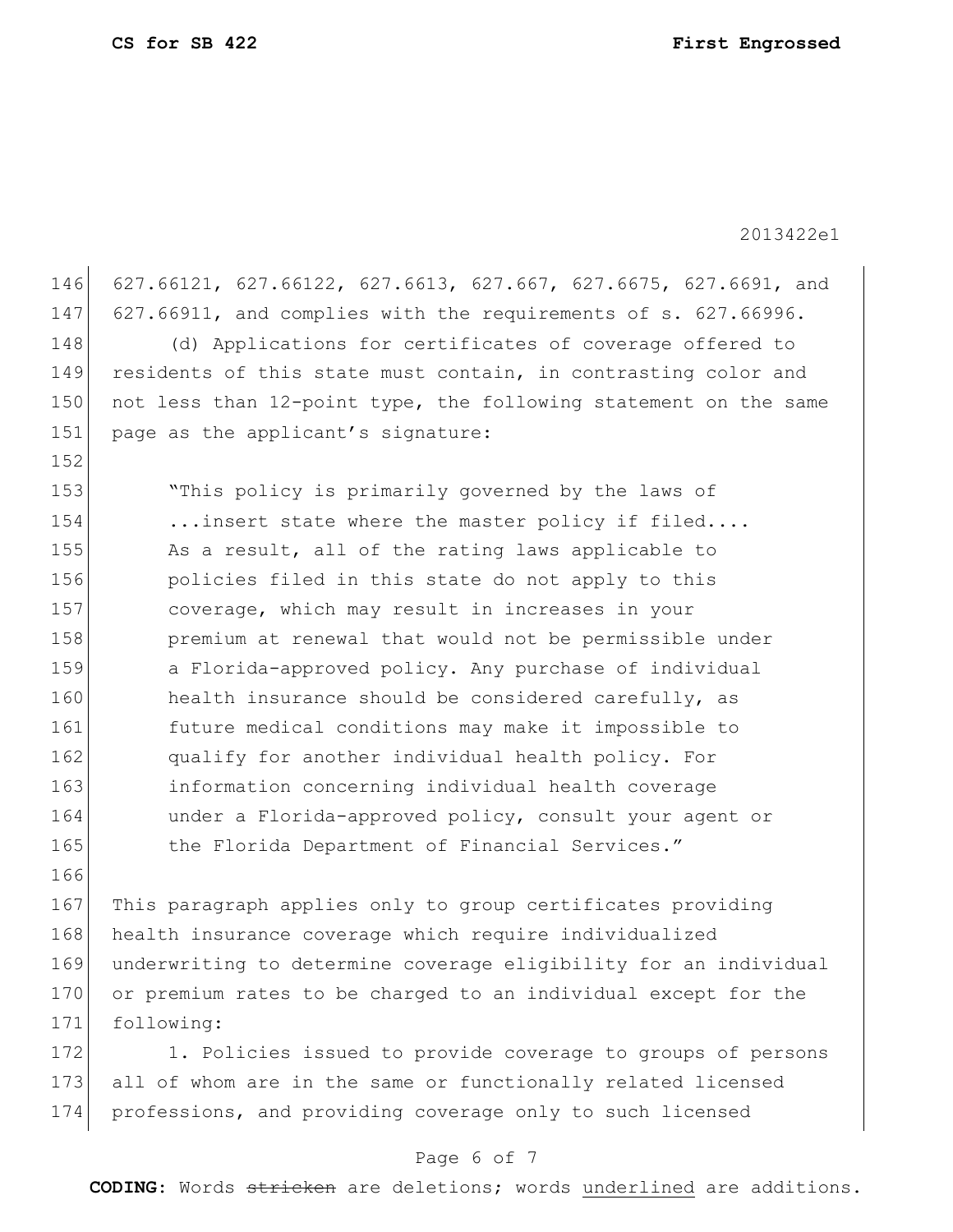627.66121, 627.66122, 627.6613, 627.667, 627.6675, 627.6691, and 627.66911, and complies with the requirements of s. 627.66996.

(d) Applications for certificates of coverage offered to residents of this state must contain, in contrasting color and not less than 12-point type, the following statement on the same page as the applicant's signature:

> "This policy is primarily governed by the laws of ...insert state where the master policy if filed.... As a result, all of the rating laws applicable to policies filed in this state do not apply to this coverage, which may result in increases in your premium at renewal that would not be permissible under a Florida-approved policy. Any purchase of individual health insurance should be considered carefully, as future medical conditions may make it impossible to qualify for another individual health policy. For information concerning individual health coverage under a Florida-approved policy, consult your agent or the Florida Department of Financial Services."

This paragraph applies only to group certificates providing health insurance coverage which require individualized underwriting to determine coverage eligibility for an individual or premium rates to be charged to an individual except for the following:

1. Policies issued to provide coverage to groups of persons all of whom are in the same or functionally related licensed professions, and providing coverage only to such licensed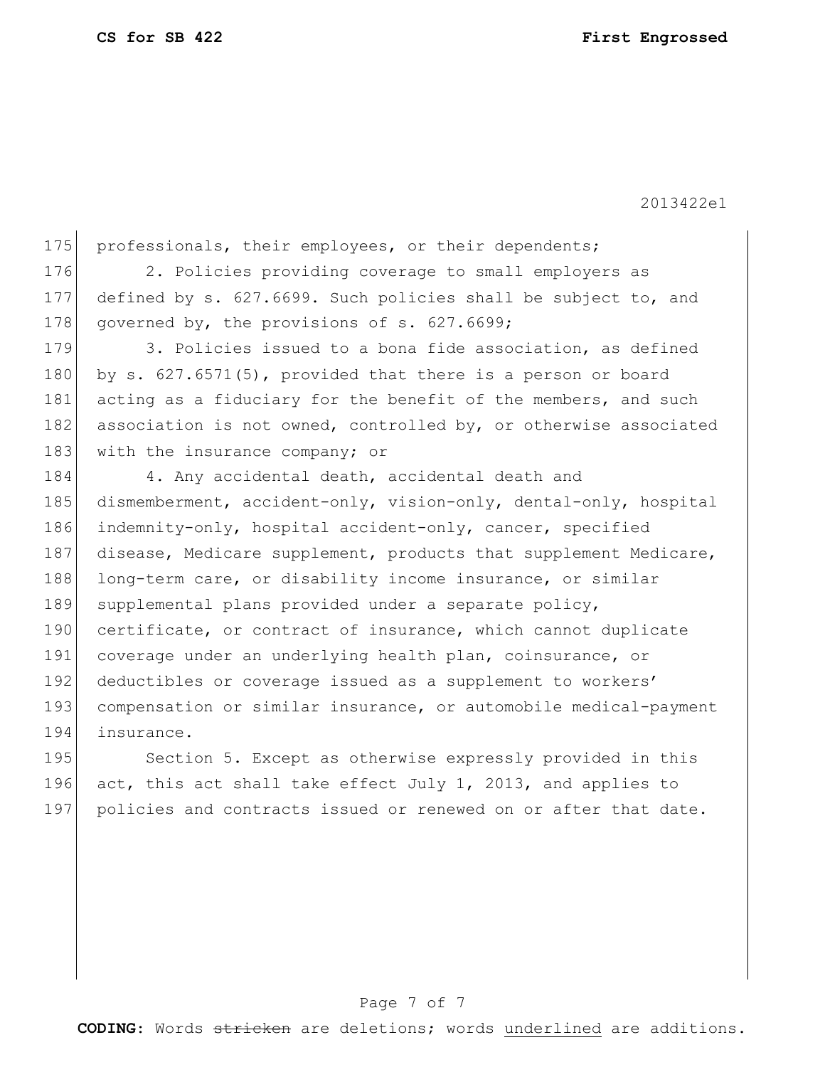professionals, their employees, or their dependents;

2. Policies providing coverage to small employers as defined by s. 627.6699. Such policies shall be subject to, and governed by, the provisions of s. 627.6699;

3. Policies issued to a bona fide association, as defined by s. 627.6571(5), provided that there is a person or board acting as a fiduciary for the benefit of the members, and such association is not owned, controlled by, or otherwise associated with the insurance company; or

4. Any accidental death, accidental death and dismemberment, accident-only, vision-only, dental-only, hospital indemnity-only, hospital accident-only, cancer, specified disease, Medicare supplement, products that supplement Medicare, long-term care, or disability income insurance, or similar supplemental plans provided under a separate policy, certificate, or contract of insurance, which cannot duplicate coverage under an underlying health plan, coinsurance, or deductibles or coverage issued as a supplement to workers' compensation or similar insurance, or automobile medical-payment insurance.

Section 5. Except as otherwise expressly provided in this act, this act shall take effect July 1, 2013, and applies to policies and contracts issued or renewed on or after that date.